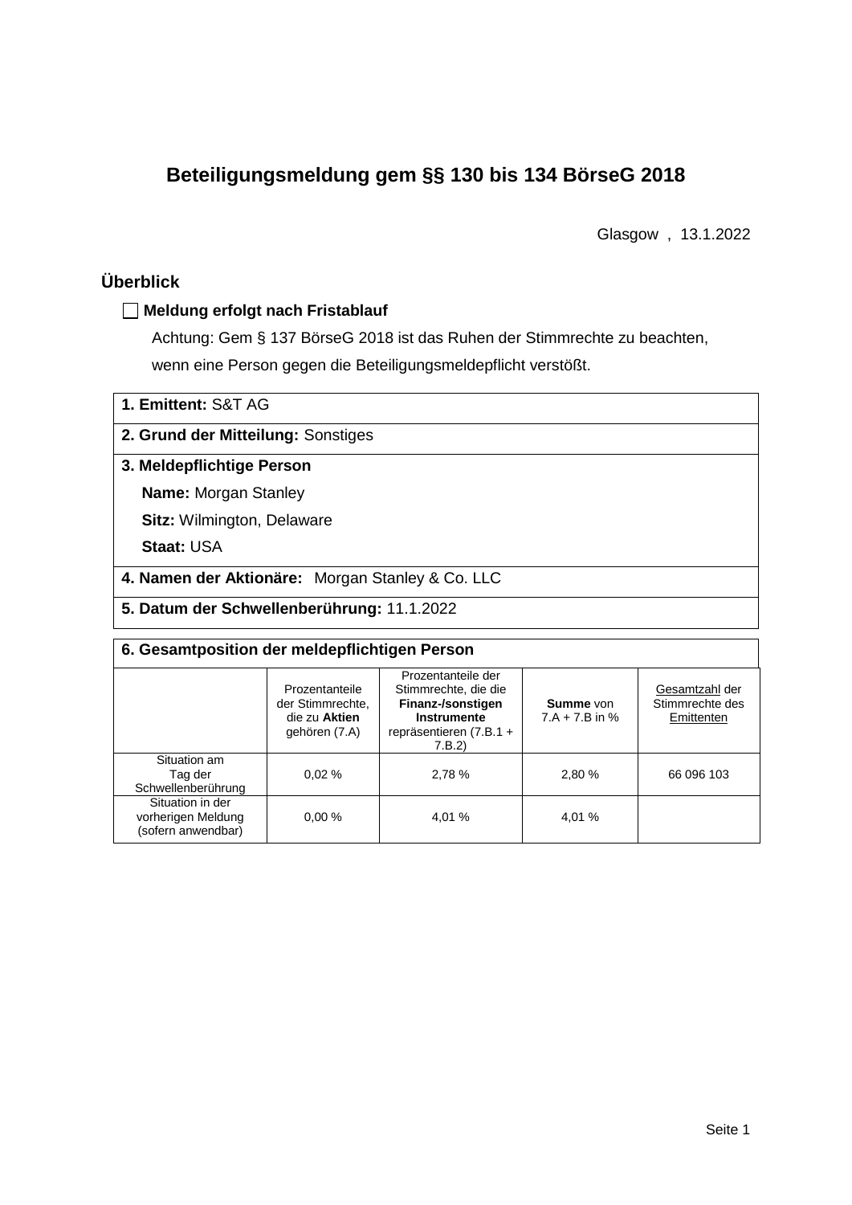# Beteiligungsmeldung gem §§ 130 bis 134 BörseG 2018

Glasgow , 13.1.2022

## Überblick

☐ **Meldung erfolgt nach Fristablauf**

Achtung: Gem § 137 BörseG 2018 ist das Ruhen der Stimmrechte zu beachten, wenn eine Person gegen die Beteiligungsmeldepflicht verstößt.

**1. Emittent:** S&T AG

**2. Grund der Mitteilung:** Sonstiges

**3. Meldepflichtige Person**

**Name:** Morgan Stanley

**Sitz:** Wilmington, Delaware

**Staat:** USA

**4. Namen der Aktionäre:** Morgan Stanley & Co. LLC

**5. Datum der Schwellenberührung:** 11.1.2022

**6. Gesamtposition der meldepflichtigen Person**

| | Prozentanteile der Stimmrechte, die zu **Aktien** gehören (7.A) | Prozentanteile der Stimmrechte, die die **Finanz-/sonstigen Instrumente** repräsentieren (7.B.1 + 7.B.2) | **Summe** von 7.A + 7.B in % | Gesamtzahl der Stimmrechte des Emittenten |
|---|---|---|---|---|
| Situation am Tag der Schwellenberührung | 0,02 % | 2,78 % | 2,80 % | 66 096 103 |
| Situation in der vorherigen Meldung (sofern anwendbar) | 0,00 % | 4,01 % | 4,01 % | |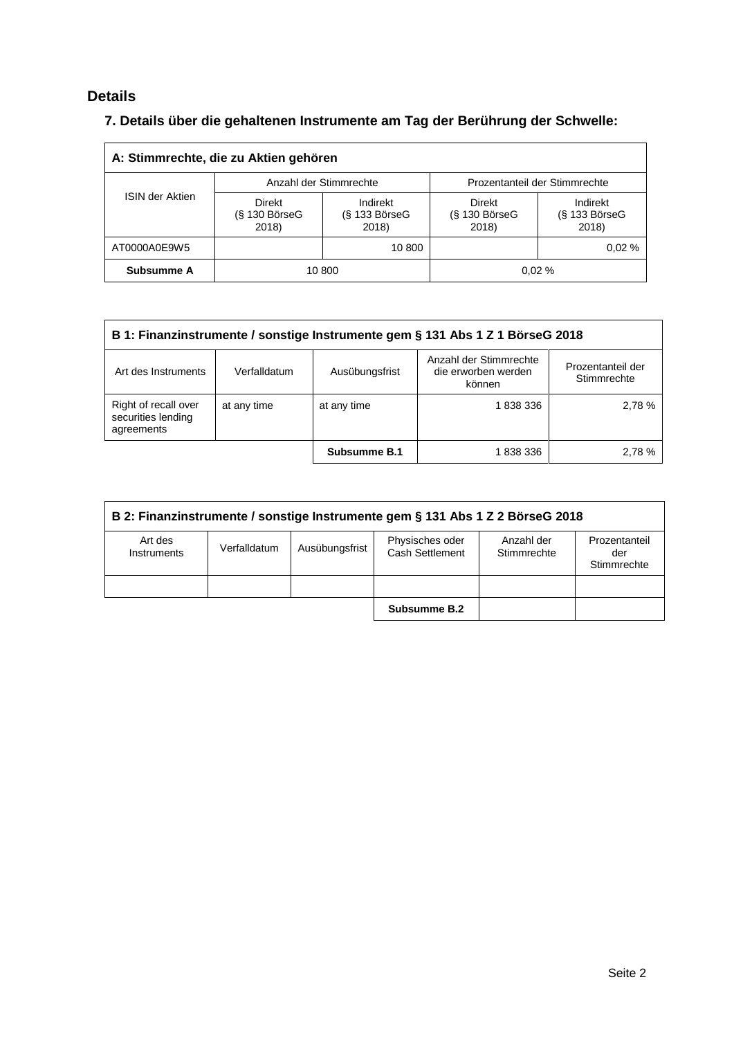## Details

### 7. Details über die gehaltenen Instrumente am Tag der Berührung der Schwelle:

| A: Stimmrechte, die zu Aktien gehören | | | | |
|---|---|---|---|---|
| ISIN der Aktien | Anzahl der Stimmrechte | | Prozentanteil der Stimmrechte | |
| | Direkt (§ 130 BörseG 2018) | Indirekt (§ 133 BörseG 2018) | Direkt (§ 130 BörseG 2018) | Indirekt (§ 133 BörseG 2018) |
| AT0000A0E9W5 | | 10 800 | | 0,02 % |
| **Subsumme A** | 10 800 | | 0,02 % | |

| B 1: Finanzinstrumente / sonstige Instrumente gem § 131 Abs 1 Z 1 BörseG 2018 | | | | |
|---|---|---|---|---|
| Art des Instruments | Verfalldatum | Ausübungsfrist | Anzahl der Stimmrechte die erworben werden können | Prozentanteil der Stimmrechte |
| Right of recall over securities lending agreements | at any time | at any time | 1 838 336 | 2,78 % |
| | | **Subsumme B.1** | 1 838 336 | 2,78 % |

| B 2: Finanzinstrumente / sonstige Instrumente gem § 131 Abs 1 Z 2 BörseG 2018 | | | | | |
|---|---|---|---|---|---|
| Art des Instruments | Verfalldatum | Ausübungsfrist | Physisches oder Cash Settlement | Anzahl der Stimmrechte | Prozentanteil der Stimmrechte |
| | | | | | |
| | | | **Subsumme B.2** | | |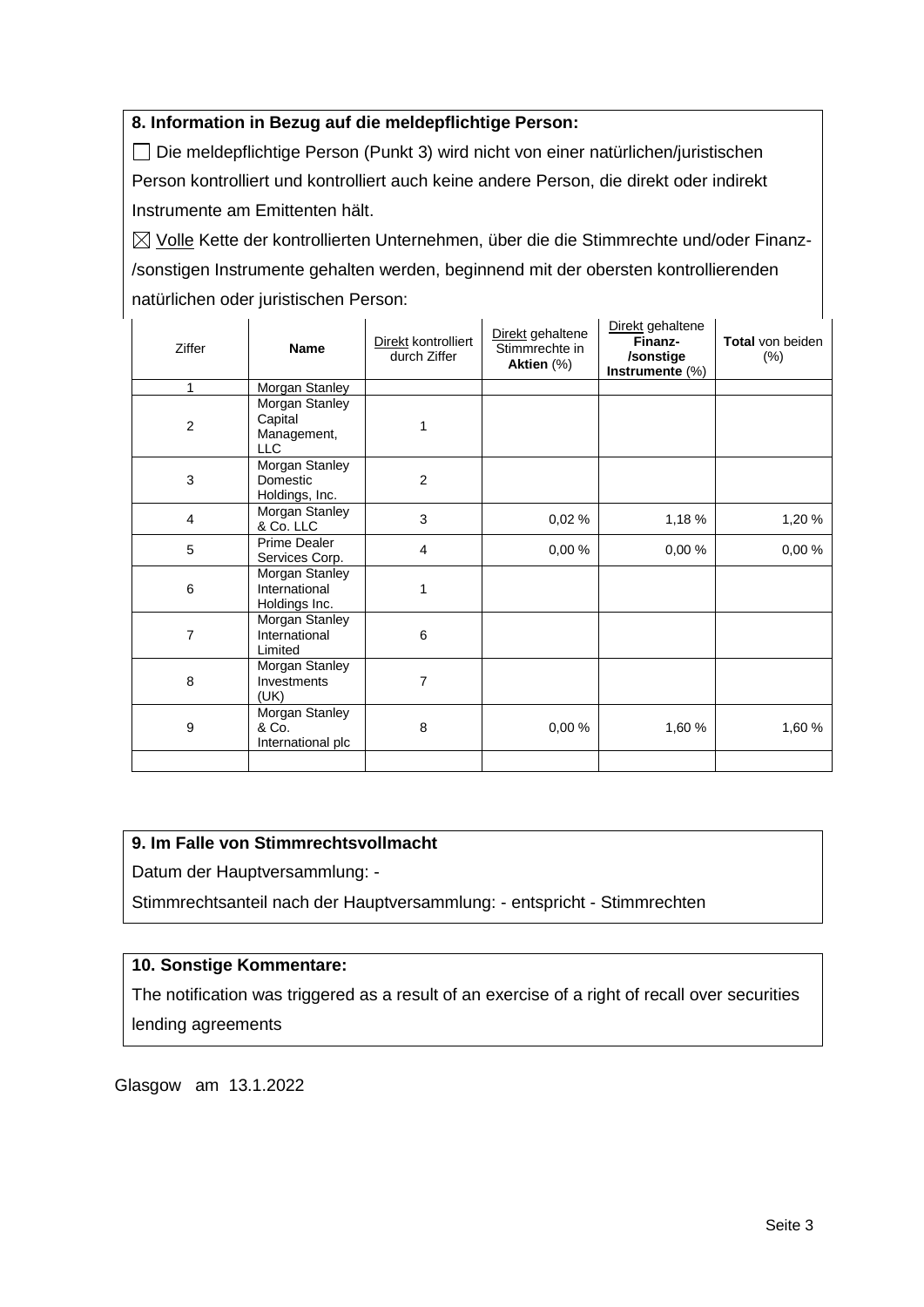## 8. Information in Bezug auf die meldepflichtige Person:

☐ Die meldepflichtige Person (Punkt 3) wird nicht von einer natürlichen/juristischen Person kontrolliert und kontrolliert auch keine andere Person, die direkt oder indirekt Instrumente am Emittenten hält.

☒ Volle Kette der kontrollierten Unternehmen, über die die Stimmrechte und/oder Finanz-/sonstigen Instrumente gehalten werden, beginnend mit der obersten kontrollierenden natürlichen oder juristischen Person:

| Ziffer | Name | Direkt kontrolliert durch Ziffer | Direkt gehaltene Stimmrechte in **Aktien** (%) | Direkt gehaltene **Finanz-/sonstige Instrumente** (%) | **Total** von beiden (%) |
|---|---|---|---|---|---|
| 1 | Morgan Stanley | | | | |
| 2 | Morgan Stanley Capital Management, LLC | 1 | | | |
| 3 | Morgan Stanley Domestic Holdings, Inc. | 2 | | | |
| 4 | Morgan Stanley & Co. LLC | 3 | 0,02 % | 1,18 % | 1,20 % |
| 5 | Prime Dealer Services Corp. | 4 | 0,00 % | 0,00 % | 0,00 % |
| 6 | Morgan Stanley International Holdings Inc. | 1 | | | |
| 7 | Morgan Stanley International Limited | 6 | | | |
| 8 | Morgan Stanley Investments (UK) | 7 | | | |
| 9 | Morgan Stanley & Co. International plc | 8 | 0,00 % | 1,60 % | 1,60 % |
| | | | | | |

## 9. Im Falle von Stimmrechtsvollmacht

Datum der Hauptversammlung: -

Stimmrechtsanteil nach der Hauptversammlung: - entspricht - Stimmrechten

## 10. Sonstige Kommentare:

The notification was triggered as a result of an exercise of a right of recall over securities lending agreements

Glasgow am 13.1.2022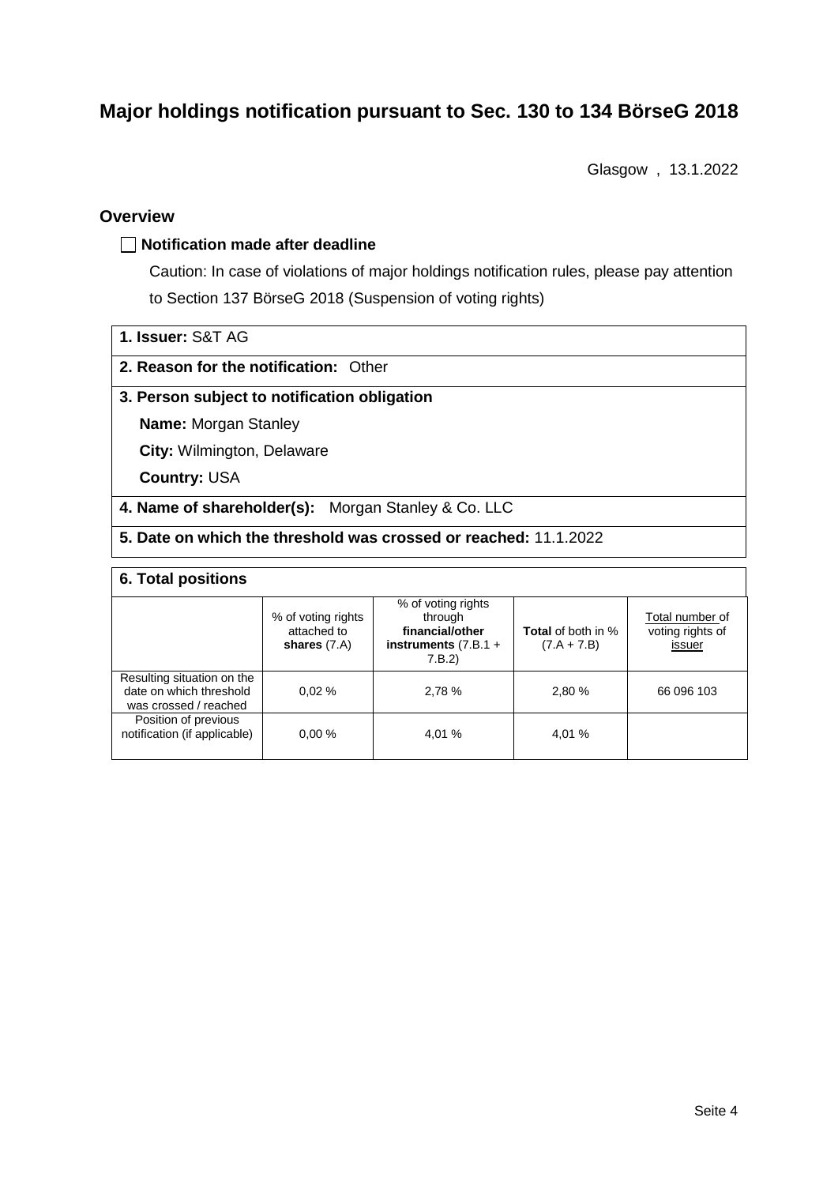# Major holdings notification pursuant to Sec. 130 to 134 BörseG 2018

Glasgow , 13.1.2022

## Overview

☐ **Notification made after deadline**

Caution: In case of violations of major holdings notification rules, please pay attention to Section 137 BörseG 2018 (Suspension of voting rights)

**1. Issuer:** S&T AG

**2. Reason for the notification:** Other

**3. Person subject to notification obligation**

**Name:** Morgan Stanley

**City:** Wilmington, Delaware

**Country:** USA

**4. Name of shareholder(s):** Morgan Stanley & Co. LLC

**5. Date on which the threshold was crossed or reached:** 11.1.2022

**6. Total positions**

| | % of voting rights attached to **shares** (7.A) | % of voting rights through **financial/other instruments** (7.B.1 + 7.B.2) | **Total** of both in % (7.A + 7.B) | Total number of voting rights of issuer |
|---|---|---|---|---|
| Resulting situation on the date on which threshold was crossed / reached | 0,02 % | 2,78 % | 2,80 % | 66 096 103 |
| Position of previous notification (if applicable) | 0,00 % | 4,01 % | 4,01 % | |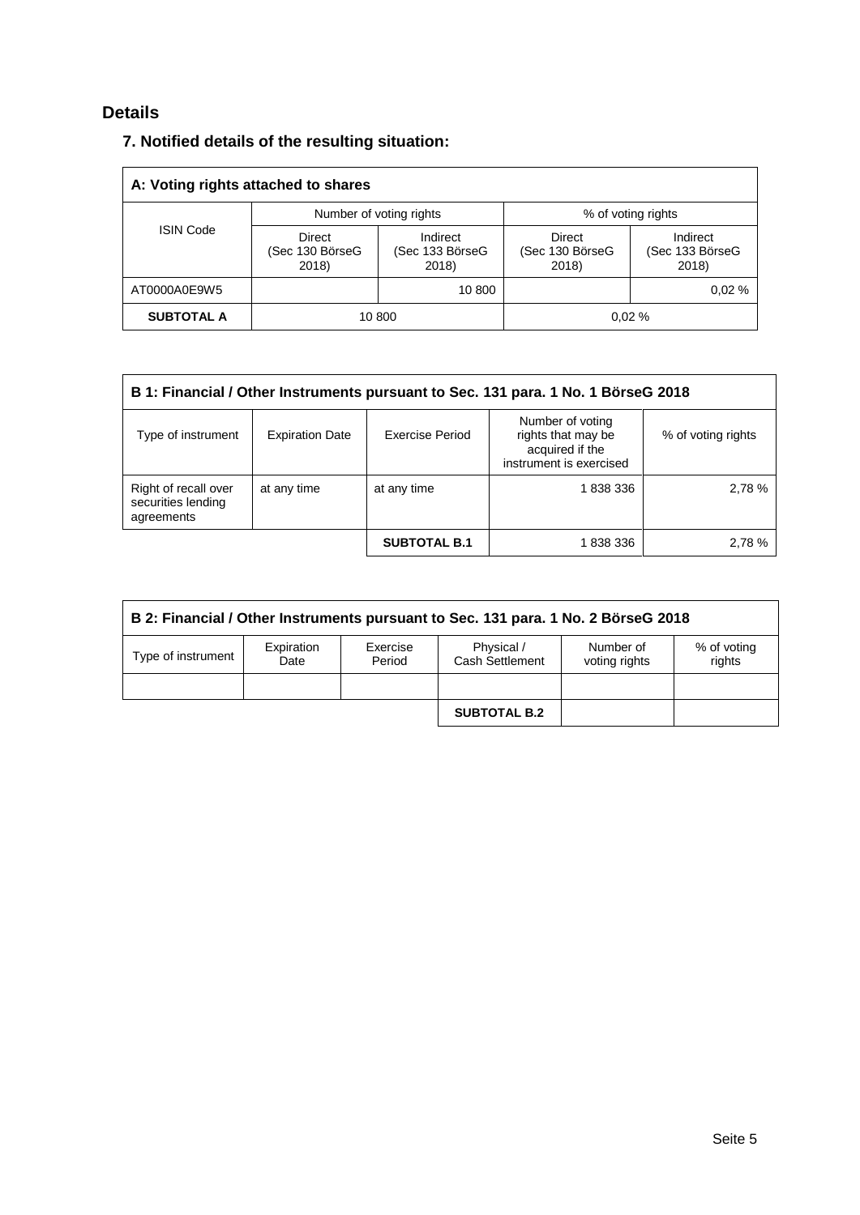## Details

### 7. Notified details of the resulting situation:

| A: Voting rights attached to shares | | | | |
|---|---|---|---|---|
| ISIN Code | Number of voting rights | | % of voting rights | |
| | Direct (Sec 130 BörseG 2018) | Indirect (Sec 133 BörseG 2018) | Direct (Sec 130 BörseG 2018) | Indirect (Sec 133 BörseG 2018) |
| AT0000A0E9W5 | | 10 800 | | 0,02 % |
| **SUBTOTAL A** | 10 800 | | 0,02 % | |

| B 1: Financial / Other Instruments pursuant to Sec. 131 para. 1 No. 1 BörseG 2018 | | | | |
|---|---|---|---|---|
| Type of instrument | Expiration Date | Exercise Period | Number of voting rights that may be acquired if the instrument is exercised | % of voting rights |
| Right of recall over securities lending agreements | at any time | at any time | 1 838 336 | 2,78 % |
| | | **SUBTOTAL B.1** | 1 838 336 | 2,78 % |

| B 2: Financial / Other Instruments pursuant to Sec. 131 para. 1 No. 2 BörseG 2018 | | | | | |
|---|---|---|---|---|---|
| Type of instrument | Expiration Date | Exercise Period | Physical / Cash Settlement | Number of voting rights | % of voting rights |
| | | | | | |
| | | | **SUBTOTAL B.2** | | |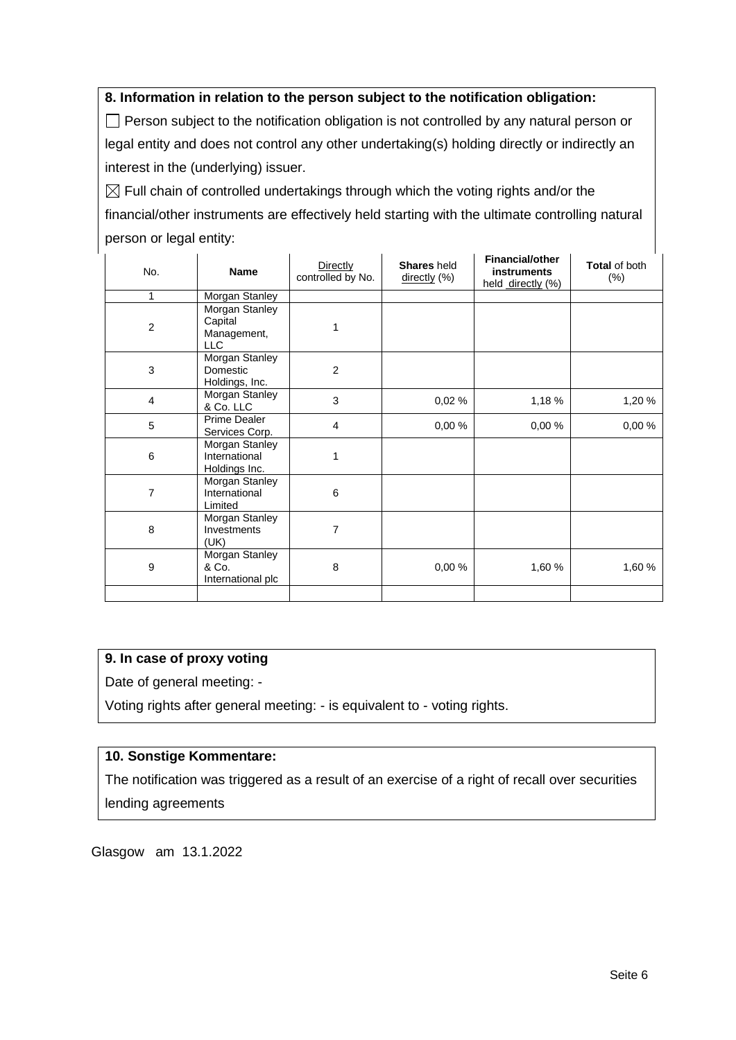### 8. Information in relation to the person subject to the notification obligation:

☐ Person subject to the notification obligation is not controlled by any natural person or legal entity and does not control any other undertaking(s) holding directly or indirectly an interest in the (underlying) issuer.

☒ Full chain of controlled undertakings through which the voting rights and/or the financial/other instruments are effectively held starting with the ultimate controlling natural person or legal entity:

| No. | Name | Directly controlled by No. | **Shares** held directly (%) | **Financial/other instruments** held directly (%) | **Total** of both (%) |
|---|---|---|---|---|---|
| 1 | Morgan Stanley | | | | |
| 2 | Morgan Stanley Capital Management, LLC | 1 | | | |
| 3 | Morgan Stanley Domestic Holdings, Inc. | 2 | | | |
| 4 | Morgan Stanley & Co. LLC | 3 | 0,02 % | 1,18 % | 1,20 % |
| 5 | Prime Dealer Services Corp. | 4 | 0,00 % | 0,00 % | 0,00 % |
| 6 | Morgan Stanley International Holdings Inc. | 1 | | | |
| 7 | Morgan Stanley International Limited | 6 | | | |
| 8 | Morgan Stanley Investments (UK) | 7 | | | |
| 9 | Morgan Stanley & Co. International plc | 8 | 0,00 % | 1,60 % | 1,60 % |
| | | | | | |

### 9. In case of proxy voting

Date of general meeting: -

Voting rights after general meeting: - is equivalent to - voting rights.

### 10. Sonstige Kommentare:

The notification was triggered as a result of an exercise of a right of recall over securities lending agreements

Glasgow am 13.1.2022